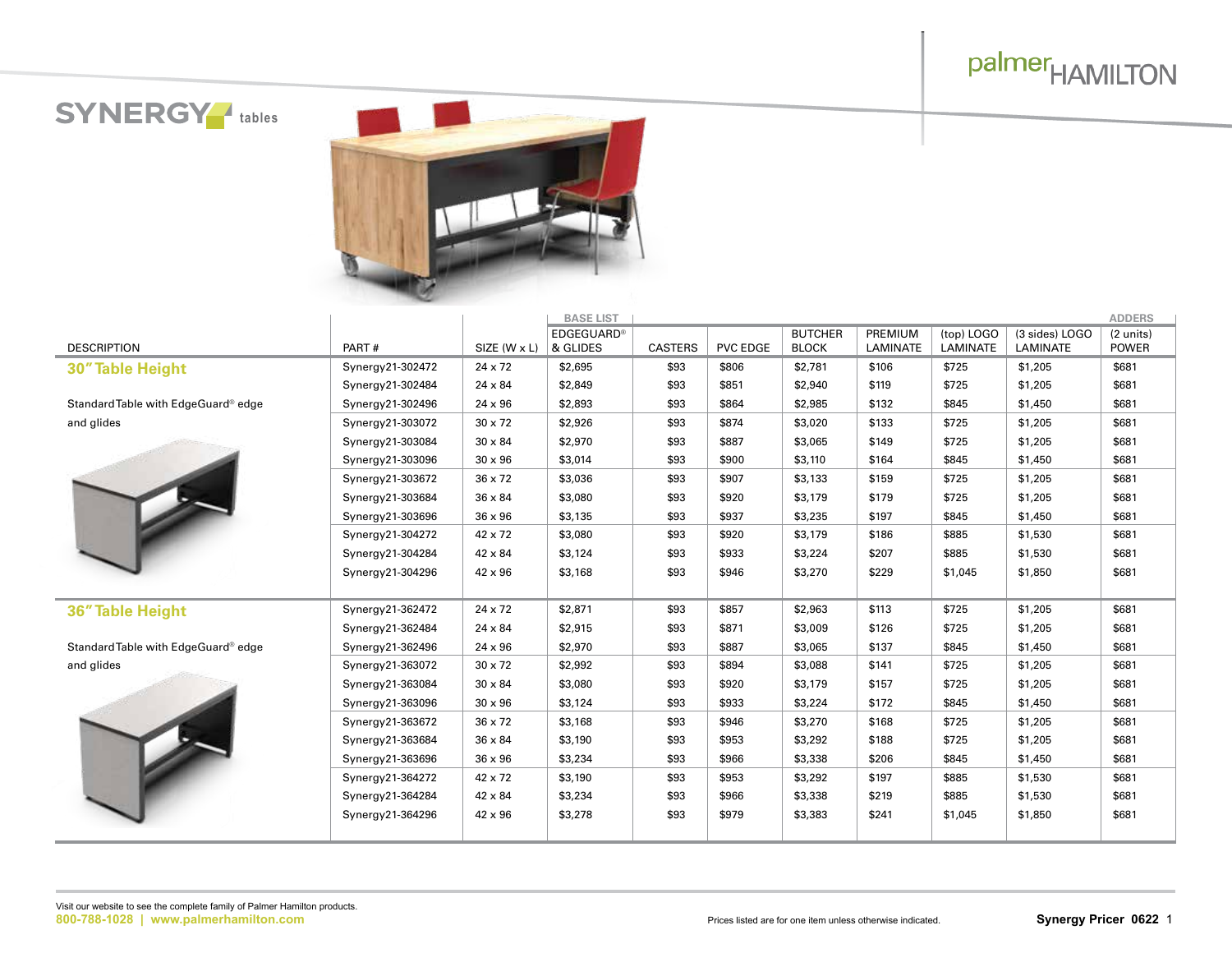# SYNERGY tables

palmerHAMILTON

| DESCRIPTION | PART # | SIZE (W x L) | BASE LIST EDGEGUARD® & GLIDES | CASTERS | PVC EDGE | BUTCHER BLOCK | PREMIUM LAMINATE | (top) LOGO LAMINATE | (3 sides) LOGO LAMINATE | ADDERS (2 units) POWER |
|---|---|---|---|---|---|---|---|---|---|---|
| **30" Table Height** | Synergy21-302472 | 24 x 72 | $2,695 | $93 | $806 | $2,781 | $106 | $725 | $1,205 | $681 |
| | Synergy21-302484 | 24 x 84 | $2,849 | $93 | $851 | $2,940 | $119 | $725 | $1,205 | $681 |
| Standard Table with EdgeGuard® edge and glides | Synergy21-302496 | 24 x 96 | $2,893 | $93 | $864 | $2,985 | $132 | $845 | $1,450 | $681 |
| | Synergy21-303072 | 30 x 72 | $2,926 | $93 | $874 | $3,020 | $133 | $725 | $1,205 | $681 |
| | Synergy21-303084 | 30 x 84 | $2,970 | $93 | $887 | $3,065 | $149 | $725 | $1,205 | $681 |
| | Synergy21-303096 | 30 x 96 | $3,014 | $93 | $900 | $3,110 | $164 | $845 | $1,450 | $681 |
| | Synergy21-303672 | 36 x 72 | $3,036 | $93 | $907 | $3,133 | $159 | $725 | $1,205 | $681 |
| | Synergy21-303684 | 36 x 84 | $3,080 | $93 | $920 | $3,179 | $179 | $725 | $1,205 | $681 |
| | Synergy21-303696 | 36 x 96 | $3,135 | $93 | $937 | $3,235 | $197 | $845 | $1,450 | $681 |
| | Synergy21-304272 | 42 x 72 | $3,080 | $93 | $920 | $3,179 | $186 | $885 | $1,530 | $681 |
| | Synergy21-304284 | 42 x 84 | $3,124 | $93 | $933 | $3,224 | $207 | $885 | $1,530 | $681 |
| | Synergy21-304296 | 42 x 96 | $3,168 | $93 | $946 | $3,270 | $229 | $1,045 | $1,850 | $681 |
| **36" Table Height** | Synergy21-362472 | 24 x 72 | $2,871 | $93 | $857 | $2,963 | $113 | $725 | $1,205 | $681 |
| | Synergy21-362484 | 24 x 84 | $2,915 | $93 | $871 | $3,009 | $126 | $725 | $1,205 | $681 |
| Standard Table with EdgeGuard® edge and glides | Synergy21-362496 | 24 x 96 | $2,970 | $93 | $887 | $3,065 | $137 | $845 | $1,450 | $681 |
| | Synergy21-363072 | 30 x 72 | $2,992 | $93 | $894 | $3,088 | $141 | $725 | $1,205 | $681 |
| | Synergy21-363084 | 30 x 84 | $3,080 | $93 | $920 | $3,179 | $157 | $725 | $1,205 | $681 |
| | Synergy21-363096 | 30 x 96 | $3,124 | $93 | $933 | $3,224 | $172 | $845 | $1,450 | $681 |
| | Synergy21-363672 | 36 x 72 | $3,168 | $93 | $946 | $3,270 | $168 | $725 | $1,205 | $681 |
| | Synergy21-363684 | 36 x 84 | $3,190 | $93 | $953 | $3,292 | $188 | $725 | $1,205 | $681 |
| | Synergy21-363696 | 36 x 96 | $3,234 | $93 | $966 | $3,338 | $206 | $845 | $1,450 | $681 |
| | Synergy21-364272 | 42 x 72 | $3,190 | $93 | $953 | $3,292 | $197 | $885 | $1,530 | $681 |
| | Synergy21-364284 | 42 x 84 | $3,234 | $93 | $966 | $3,338 | $219 | $885 | $1,530 | $681 |
| | Synergy21-364296 | 42 x 96 | $3,278 | $93 | $979 | $3,383 | $241 | $1,045 | $1,850 | $681 |

Visit our website to see the complete family of Palmer Hamilton products.
**800-788-1028 | www.palmerhamilton.com**

Prices listed are for one item unless otherwise indicated.

**Synergy Pricer 0622**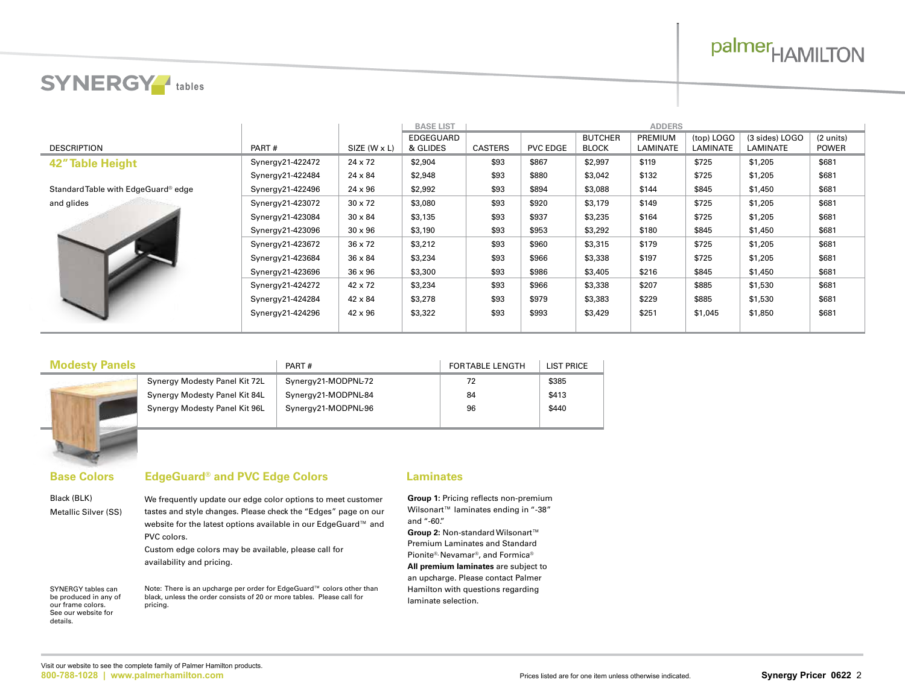# SYNERGY tables

palmer HAMILTON

| DESCRIPTION | PART # | SIZE (W x L) | BASE LIST | ADDERS | | | | | | |
|---|---|---|---|---|---|---|---|---|---|---|
| | | | EDGEGUARD & GLIDES | CASTERS | PVC EDGE | BUTCHER BLOCK | PREMIUM LAMINATE | (top) LOGO LAMINATE | (3 sides) LOGO LAMINATE | (2 units) POWER |
| **42" Table Height** | Synergy21-422472 | 24 x 72 | $2,904 | $93 | $867 | $2,997 | $119 | $725 | $1,205 | $681 |
| | Synergy21-422484 | 24 x 84 | $2,948 | $93 | $880 | $3,042 | $132 | $725 | $1,205 | $681 |
| Standard Table with EdgeGuard® edge and glides | Synergy21-422496 | 24 x 96 | $2,992 | $93 | $894 | $3,088 | $144 | $845 | $1,450 | $681 |
| | Synergy21-423072 | 30 x 72 | $3,080 | $93 | $920 | $3,179 | $149 | $725 | $1,205 | $681 |
| | Synergy21-423084 | 30 x 84 | $3,135 | $93 | $937 | $3,235 | $164 | $725 | $1,205 | $681 |
| | Synergy21-423096 | 30 x 96 | $3,190 | $93 | $953 | $3,292 | $180 | $845 | $1,450 | $681 |
| | Synergy21-423672 | 36 x 72 | $3,212 | $93 | $960 | $3,315 | $179 | $725 | $1,205 | $681 |
| | Synergy21-423684 | 36 x 84 | $3,234 | $93 | $966 | $3,338 | $197 | $725 | $1,205 | $681 |
| | Synergy21-423696 | 36 x 96 | $3,300 | $93 | $986 | $3,405 | $216 | $845 | $1,450 | $681 |
| | Synergy21-424272 | 42 x 72 | $3,234 | $93 | $966 | $3,338 | $207 | $885 | $1,530 | $681 |
| | Synergy21-424284 | 42 x 84 | $3,278 | $93 | $979 | $3,383 | $229 | $885 | $1,530 | $681 |
| | Synergy21-424296 | 42 x 96 | $3,322 | $93 | $993 | $3,429 | $251 | $1,045 | $1,850 | $681 |

## Modesty Panels

| | PART # | FOR TABLE LENGTH | LIST PRICE |
|---|---|---|---|
| Synergy Modesty Panel Kit 72L | Synergy21-MODPNL-72 | 72 | $385 |
| Synergy Modesty Panel Kit 84L | Synergy21-MODPNL-84 | 84 | $413 |
| Synergy Modesty Panel Kit 96L | Synergy21-MODPNL-96 | 96 | $440 |

## Base Colors

Black (BLK)
Metallic Silver (SS)

SYNERGY tables can be produced in any of our frame colors. See our website for details.

## EdgeGuard® and PVC Edge Colors

We frequently update our edge color options to meet customer tastes and style changes. Please check the "Edges" page on our website for the latest options available in our EdgeGuard™ and PVC colors.

Custom edge colors may be available, please call for availability and pricing.

Note: There is an upcharge per order for EdgeGuard™ colors other than black, unless the order consists of 20 or more tables. Please call for pricing.

## Laminates

**Group 1:** Pricing reflects non-premium Wilsonart™ laminates ending in "-38" and "-60."
**Group 2:** Non-standard Wilsonart™ Premium Laminates and Standard Pionite®, Nevamar®, and Formica®
**All premium laminates** are subject to an upcharge. Please contact Palmer Hamilton with questions regarding laminate selection.

Visit our website to see the complete family of Palmer Hamilton products.
**800-788-1028 | www.palmerhamilton.com**

Prices listed are for one item unless otherwise indicated.

**Synergy Pricer 0622**